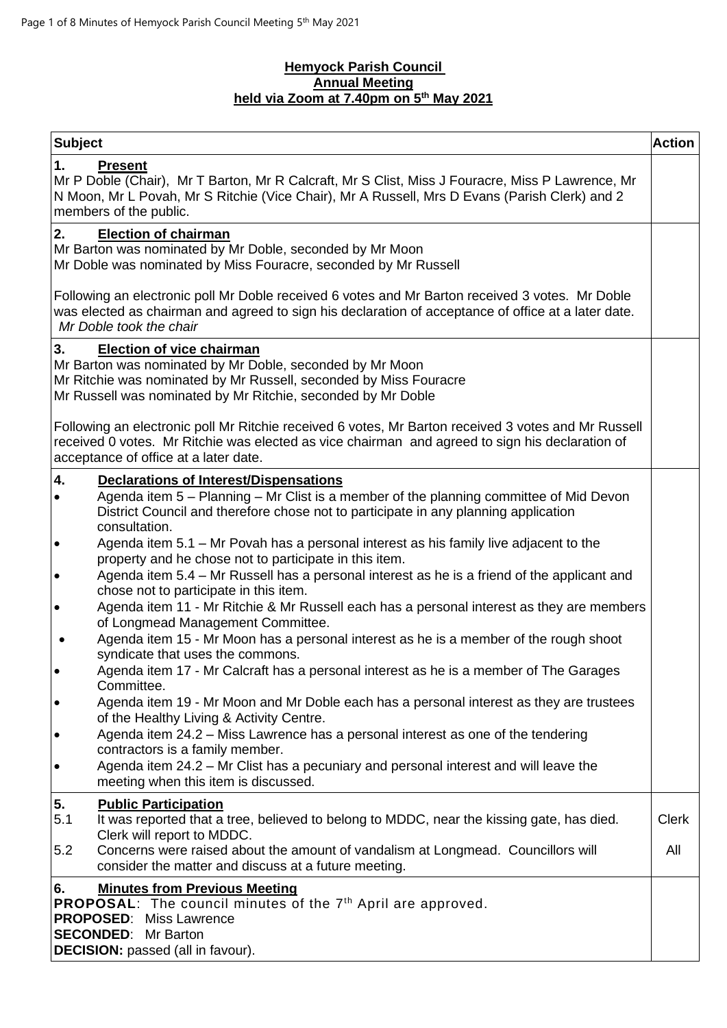**Hemyock Parish Council**
**Annual Meeting**
**held via Zoom at 7.40pm on 5th May 2021**

| Subject | Action |
|---|---|
| **1. Present**<br>Mr P Doble (Chair), Mr T Barton, Mr R Calcraft, Mr S Clist, Miss J Fouracre, Miss P Lawrence, Mr N Moon, Mr L Povah, Mr S Ritchie (Vice Chair), Mr A Russell, Mrs D Evans (Parish Clerk) and 2 members of the public. | |
| **2. Election of chairman**<br>Mr Barton was nominated by Mr Doble, seconded by Mr Moon<br>Mr Doble was nominated by Miss Fouracre, seconded by Mr Russell<br><br>Following an electronic poll Mr Doble received 6 votes and Mr Barton received 3 votes. Mr Doble was elected as chairman and agreed to sign his declaration of acceptance of office at a later date.<br>*Mr Doble took the chair* | |
| **3. Election of vice chairman**<br>Mr Barton was nominated by Mr Doble, seconded by Mr Moon<br>Mr Ritchie was nominated by Mr Russell, seconded by Miss Fouracre<br>Mr Russell was nominated by Mr Ritchie, seconded by Mr Doble<br><br>Following an electronic poll Mr Ritchie received 6 votes, Mr Barton received 3 votes and Mr Russell received 0 votes. Mr Ritchie was elected as vice chairman and agreed to sign his declaration of acceptance of office at a later date. | |
| **4. Declarations of Interest/Dispensations**<br>• Agenda item 5 – Planning – Mr Clist is a member of the planning committee of Mid Devon District Council and therefore chose not to participate in any planning application consultation.<br>• Agenda item 5.1 – Mr Povah has a personal interest as his family live adjacent to the property and he chose not to participate in this item.<br>• Agenda item 5.4 – Mr Russell has a personal interest as he is a friend of the applicant and chose not to participate in this item.<br>• Agenda item 11 - Mr Ritchie & Mr Russell each has a personal interest as they are members of Longmead Management Committee.<br>• Agenda item 15 - Mr Moon has a personal interest as he is a member of the rough shoot syndicate that uses the commons.<br>• Agenda item 17 - Mr Calcraft has a personal interest as he is a member of The Garages Committee.<br>• Agenda item 19 - Mr Moon and Mr Doble each has a personal interest as they are trustees of the Healthy Living & Activity Centre.<br>• Agenda item 24.2 – Miss Lawrence has a personal interest as one of the tendering contractors is a family member.<br>• Agenda item 24.2 – Mr Clist has a pecuniary and personal interest and will leave the meeting when this item is discussed. | |
| **5. Public Participation**<br>5.1 It was reported that a tree, believed to belong to MDDC, near the kissing gate, has died. Clerk will report to MDDC.<br>5.2 Concerns were raised about the amount of vandalism at Longmead. Councillors will consider the matter and discuss at a future meeting. | Clerk<br><br>All |
| **6. Minutes from Previous Meeting**<br>**PROPOSAL**: The council minutes of the 7th April are approved.<br>**PROPOSED**: Miss Lawrence<br>**SECONDED**: Mr Barton<br>**DECISION:** passed (all in favour). | |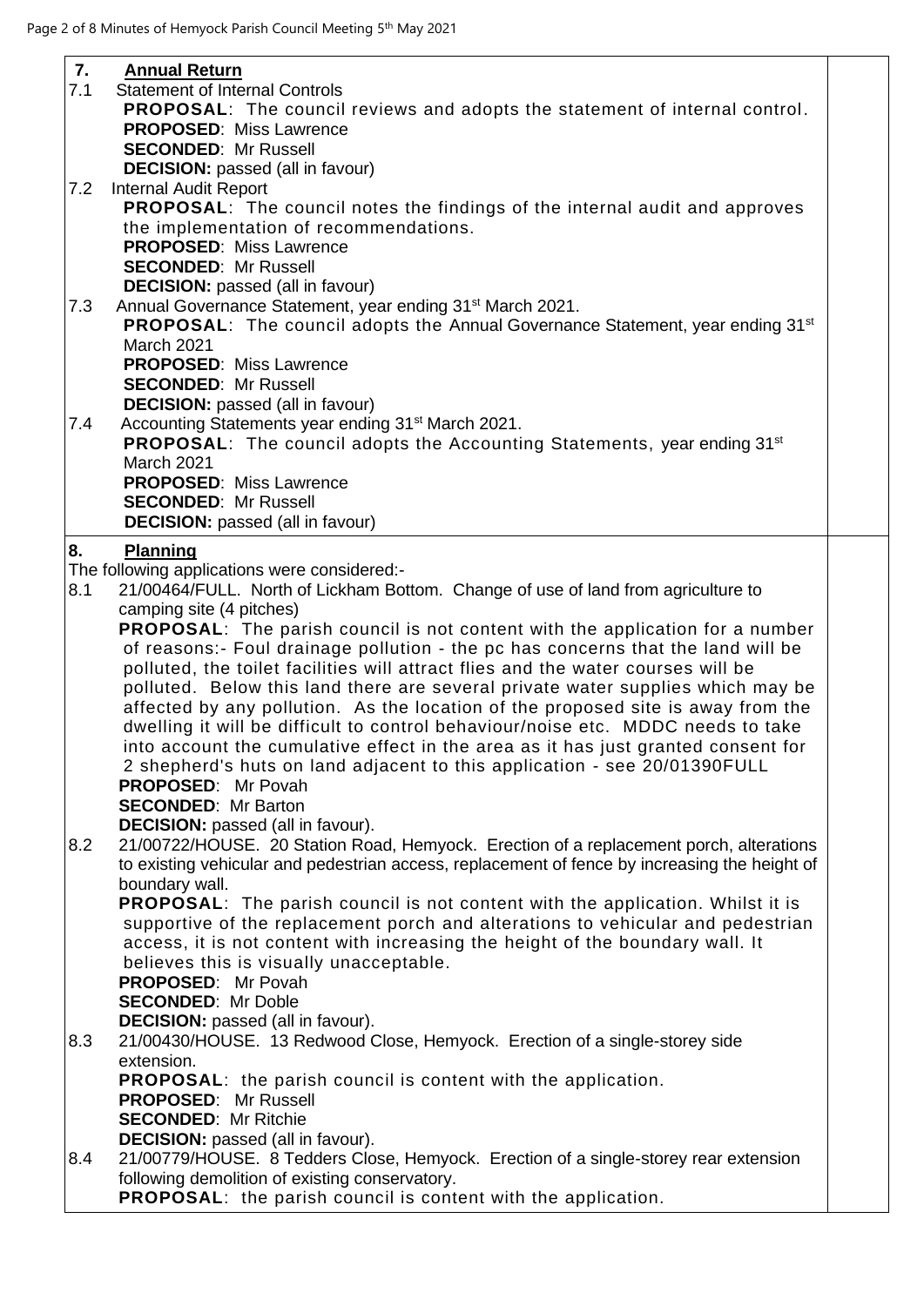## 7. Annual Return

7.1 Statement of Internal Controls

**PROPOSAL**: The council reviews and adopts the statement of internal control.
**PROPOSED**: Miss Lawrence
**SECONDED**: Mr Russell
**DECISION:** passed (all in favour)

7.2 Internal Audit Report

**PROPOSAL**: The council notes the findings of the internal audit and approves the implementation of recommendations.
**PROPOSED**: Miss Lawrence
**SECONDED**: Mr Russell
**DECISION:** passed (all in favour)

7.3 Annual Governance Statement, year ending 31st March 2021.

**PROPOSAL**: The council adopts the Annual Governance Statement, year ending 31st March 2021
**PROPOSED**: Miss Lawrence
**SECONDED**: Mr Russell
**DECISION:** passed (all in favour)

7.4 Accounting Statements year ending 31st March 2021.

**PROPOSAL**: The council adopts the Accounting Statements, year ending 31st March 2021
**PROPOSED**: Miss Lawrence
**SECONDED**: Mr Russell
**DECISION:** passed (all in favour)

## 8. Planning

The following applications were considered:-

8.1 21/00464/FULL. North of Lickham Bottom. Change of use of land from agriculture to camping site (4 pitches)

**PROPOSAL**: The parish council is not content with the application for a number of reasons:- Foul drainage pollution - the pc has concerns that the land will be polluted, the toilet facilities will attract flies and the water courses will be polluted. Below this land there are several private water supplies which may be affected by any pollution. As the location of the proposed site is away from the dwelling it will be difficult to control behaviour/noise etc. MDDC needs to take into account the cumulative effect in the area as it has just granted consent for 2 shepherd's huts on land adjacent to this application - see 20/01390FULL
**PROPOSED**: Mr Povah
**SECONDED**: Mr Barton
**DECISION:** passed (all in favour).

8.2 21/00722/HOUSE. 20 Station Road, Hemyock. Erection of a replacement porch, alterations to existing vehicular and pedestrian access, replacement of fence by increasing the height of boundary wall.

**PROPOSAL**: The parish council is not content with the application. Whilst it is supportive of the replacement porch and alterations to vehicular and pedestrian access, it is not content with increasing the height of the boundary wall. It believes this is visually unacceptable.
**PROPOSED**: Mr Povah
**SECONDED**: Mr Doble
**DECISION:** passed (all in favour).

8.3 21/00430/HOUSE. 13 Redwood Close, Hemyock. Erection of a single-storey side extension.

**PROPOSAL**: the parish council is content with the application.
**PROPOSED**: Mr Russell
**SECONDED**: Mr Ritchie
**DECISION:** passed (all in favour).

8.4 21/00779/HOUSE. 8 Tedders Close, Hemyock. Erection of a single-storey rear extension following demolition of existing conservatory.

**PROPOSAL**: the parish council is content with the application.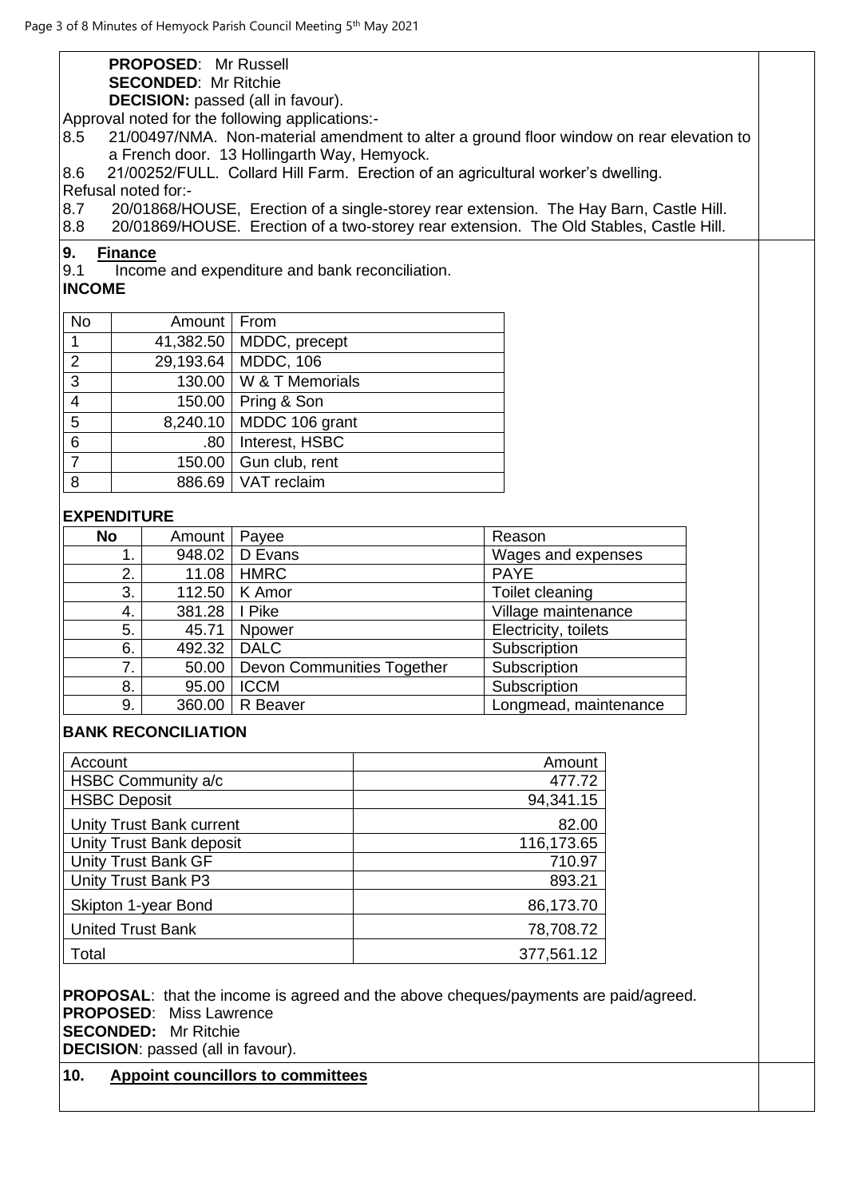**PROPOSED**: Mr Russell
**SECONDED**: Mr Ritchie
**DECISION:** passed (all in favour).

Approval noted for the following applications:-

8.5 21/00497/NMA. Non-material amendment to alter a ground floor window on rear elevation to a French door. 13 Hollingarth Way, Hemyock.

8.6 21/00252/FULL. Collard Hill Farm. Erection of an agricultural worker's dwelling.

Refusal noted for:-

8.7 20/01868/HOUSE, Erection of a single-storey rear extension. The Hay Barn, Castle Hill.

8.8 20/01869/HOUSE. Erection of a two-storey rear extension. The Old Stables, Castle Hill.

## 9. Finance

9.1 Income and expenditure and bank reconciliation.

**INCOME**

| No | Amount | From |
|---|---|---|
| 1 | 41,382.50 | MDDC, precept |
| 2 | 29,193.64 | MDDC, 106 |
| 3 | 130.00 | W & T Memorials |
| 4 | 150.00 | Pring & Son |
| 5 | 8,240.10 | MDDC 106 grant |
| 6 | .80 | Interest, HSBC |
| 7 | 150.00 | Gun club, rent |
| 8 | 886.69 | VAT reclaim |

**EXPENDITURE**

| No | Amount | Payee | Reason |
|---|---|---|---|
| 1. | 948.02 | D Evans | Wages and expenses |
| 2. | 11.08 | HMRC | PAYE |
| 3. | 112.50 | K Amor | Toilet cleaning |
| 4. | 381.28 | I Pike | Village maintenance |
| 5. | 45.71 | Npower | Electricity, toilets |
| 6. | 492.32 | DALC | Subscription |
| 7. | 50.00 | Devon Communities Together | Subscription |
| 8. | 95.00 | ICCM | Subscription |
| 9. | 360.00 | R Beaver | Longmead, maintenance |

**BANK RECONCILIATION**

| Account | Amount |
|---|---|
| HSBC Community a/c | 477.72 |
| HSBC Deposit | 94,341.15 |
| Unity Trust Bank current | 82.00 |
| Unity Trust Bank deposit | 116,173.65 |
| Unity Trust Bank GF | 710.97 |
| Unity Trust Bank P3 | 893.21 |
| Skipton 1-year Bond | 86,173.70 |
| United Trust Bank | 78,708.72 |
| Total | 377,561.12 |

**PROPOSAL**: that the income is agreed and the above cheques/payments are paid/agreed.
**PROPOSED**: Miss Lawrence
**SECONDED:** Mr Ritchie
**DECISION**: passed (all in favour).

## 10. Appoint councillors to committees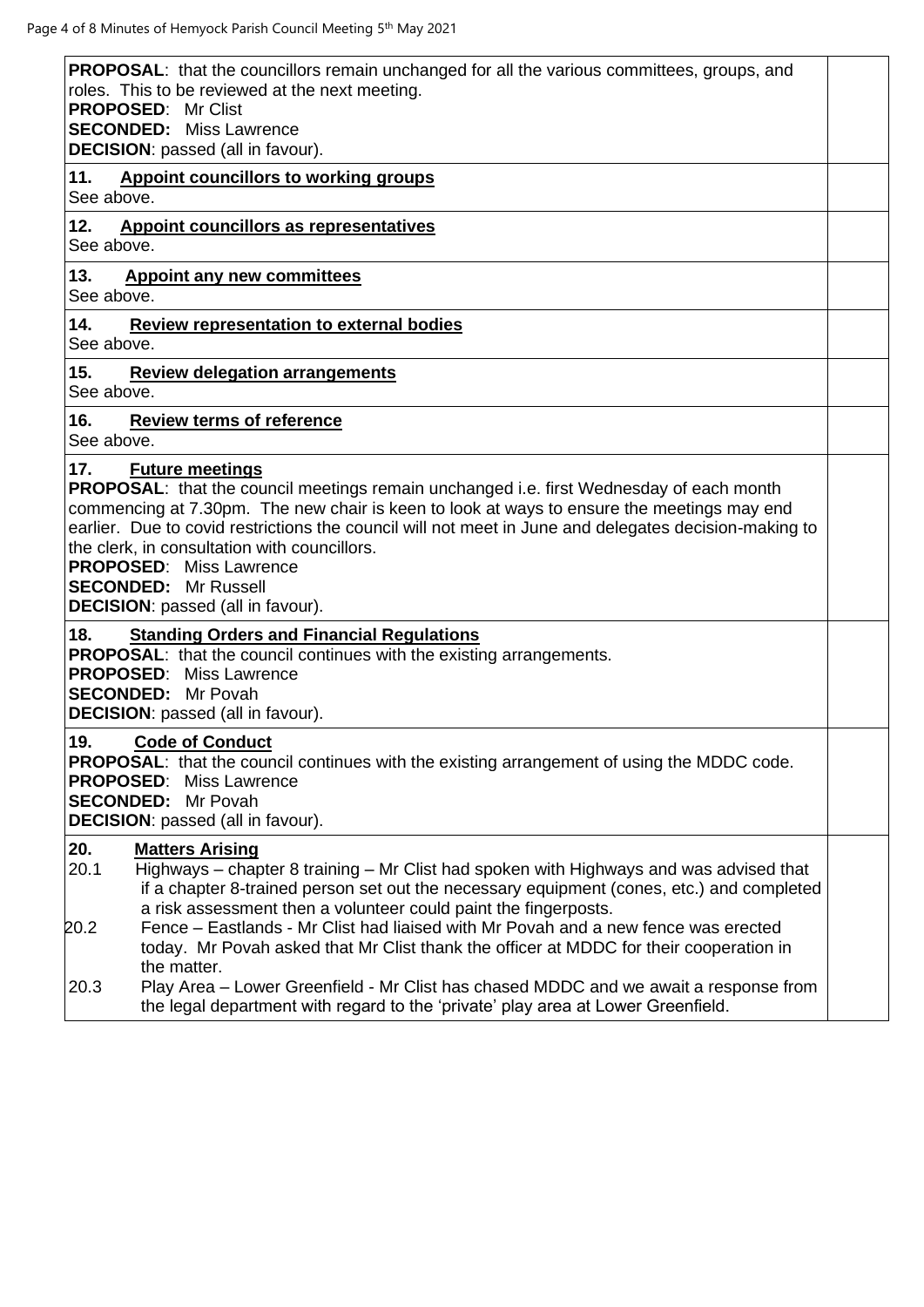**PROPOSAL**: that the councillors remain unchanged for all the various committees, groups, and roles. This to be reviewed at the next meeting.
**PROPOSED**: Mr Clist
**SECONDED:** Miss Lawrence
**DECISION**: passed (all in favour).

**11. Appoint councillors to working groups**
See above.

**12. Appoint councillors as representatives**
See above.

**13. Appoint any new committees**
See above.

**14. Review representation to external bodies**
See above.

**15. Review delegation arrangements**
See above.

**16. Review terms of reference**
See above.

**17. Future meetings**
**PROPOSAL**: that the council meetings remain unchanged i.e. first Wednesday of each month commencing at 7.30pm. The new chair is keen to look at ways to ensure the meetings may end earlier. Due to covid restrictions the council will not meet in June and delegates decision-making to the clerk, in consultation with councillors.
**PROPOSED**: Miss Lawrence
**SECONDED:** Mr Russell
**DECISION**: passed (all in favour).

**18. Standing Orders and Financial Regulations**
**PROPOSAL**: that the council continues with the existing arrangements.
**PROPOSED**: Miss Lawrence
**SECONDED:** Mr Povah
**DECISION**: passed (all in favour).

**19. Code of Conduct**
**PROPOSAL**: that the council continues with the existing arrangement of using the MDDC code.
**PROPOSED**: Miss Lawrence
**SECONDED:** Mr Povah
**DECISION**: passed (all in favour).

**20. Matters Arising**

20.1 Highways – chapter 8 training – Mr Clist had spoken with Highways and was advised that if a chapter 8-trained person set out the necessary equipment (cones, etc.) and completed a risk assessment then a volunteer could paint the fingerposts.

20.2 Fence – Eastlands - Mr Clist had liaised with Mr Povah and a new fence was erected today. Mr Povah asked that Mr Clist thank the officer at MDDC for their cooperation in the matter.

20.3 Play Area – Lower Greenfield - Mr Clist has chased MDDC and we await a response from the legal department with regard to the 'private' play area at Lower Greenfield.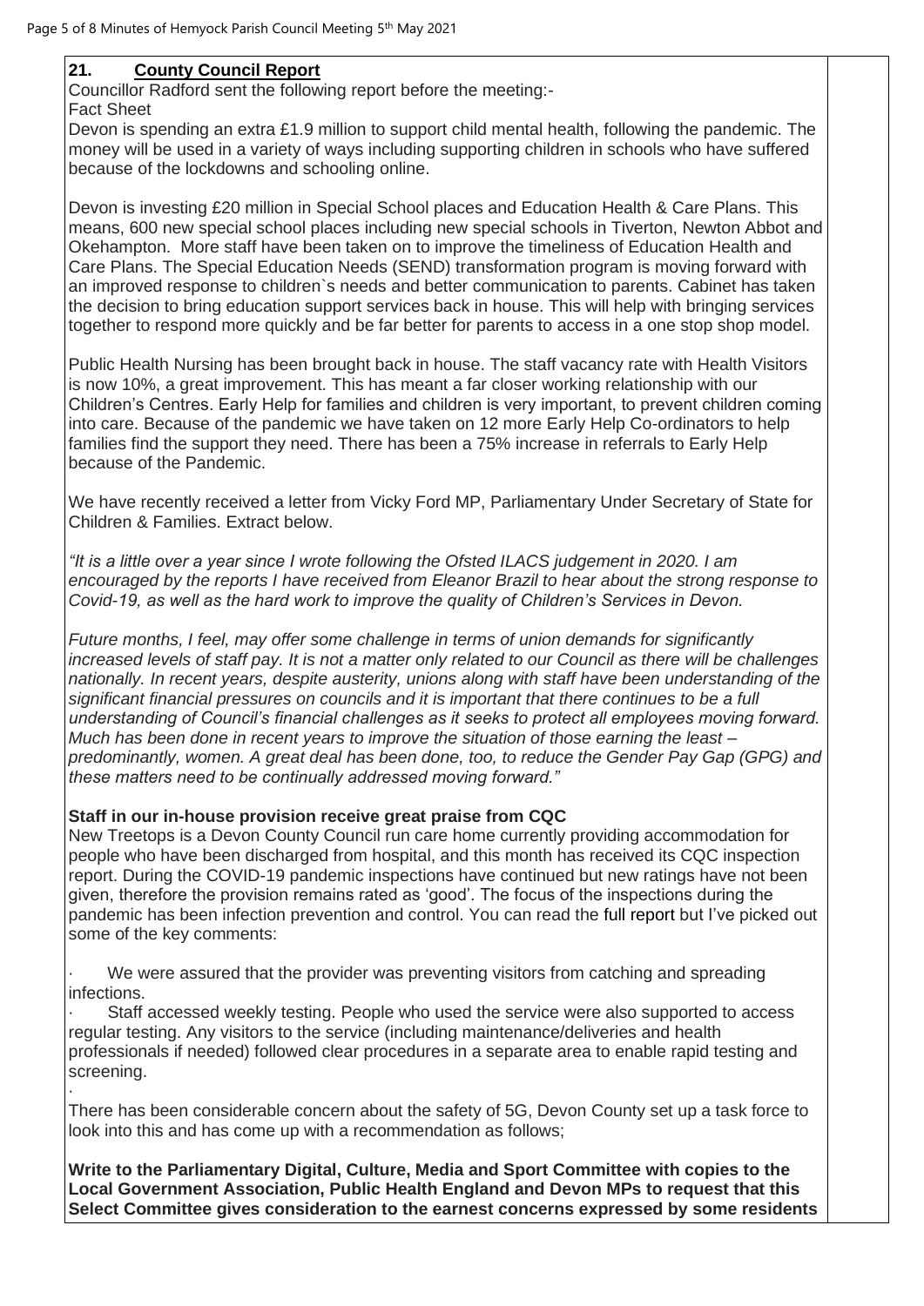## 21. County Council Report

Councillor Radford sent the following report before the meeting:-
Fact Sheet

Devon is spending an extra £1.9 million to support child mental health, following the pandemic. The money will be used in a variety of ways including supporting children in schools who have suffered because of the lockdowns and schooling online.

Devon is investing £20 million in Special School places and Education Health & Care Plans. This means, 600 new special school places including new special schools in Tiverton, Newton Abbot and Okehampton. More staff have been taken on to improve the timeliness of Education Health and Care Plans. The Special Education Needs (SEND) transformation program is moving forward with an improved response to children`s needs and better communication to parents. Cabinet has taken the decision to bring education support services back in house. This will help with bringing services together to respond more quickly and be far better for parents to access in a one stop shop model.

Public Health Nursing has been brought back in house. The staff vacancy rate with Health Visitors is now 10%, a great improvement. This has meant a far closer working relationship with our Children's Centres. Early Help for families and children is very important, to prevent children coming into care. Because of the pandemic we have taken on 12 more Early Help Co-ordinators to help families find the support they need. There has been a 75% increase in referrals to Early Help because of the Pandemic.

We have recently received a letter from Vicky Ford MP, Parliamentary Under Secretary of State for Children & Families. Extract below.

*"It is a little over a year since I wrote following the Ofsted ILACS judgement in 2020. I am encouraged by the reports I have received from Eleanor Brazil to hear about the strong response to Covid-19, as well as the hard work to improve the quality of Children's Services in Devon.*

*Future months, I feel, may offer some challenge in terms of union demands for significantly increased levels of staff pay. It is not a matter only related to our Council as there will be challenges nationally. In recent years, despite austerity, unions along with staff have been understanding of the significant financial pressures on councils and it is important that there continues to be a full understanding of Council's financial challenges as it seeks to protect all employees moving forward. Much has been done in recent years to improve the situation of those earning the least – predominantly, women. A great deal has been done, too, to reduce the Gender Pay Gap (GPG) and these matters need to be continually addressed moving forward."*

**Staff in our in-house provision receive great praise from CQC**

New Treetops is a Devon County Council run care home currently providing accommodation for people who have been discharged from hospital, and this month has received its CQC inspection report. During the COVID-19 pandemic inspections have continued but new ratings have not been given, therefore the provision remains rated as 'good'. The focus of the inspections during the pandemic has been infection prevention and control. You can read the full report but I've picked out some of the key comments:

- We were assured that the provider was preventing visitors from catching and spreading infections.
- Staff accessed weekly testing. People who used the service were also supported to access regular testing. Any visitors to the service (including maintenance/deliveries and health professionals if needed) followed clear procedures in a separate area to enable rapid testing and screening.

There has been considerable concern about the safety of 5G, Devon County set up a task force to look into this and has come up with a recommendation as follows;

**Write to the Parliamentary Digital, Culture, Media and Sport Committee with copies to the Local Government Association, Public Health England and Devon MPs to request that this Select Committee gives consideration to the earnest concerns expressed by some residents**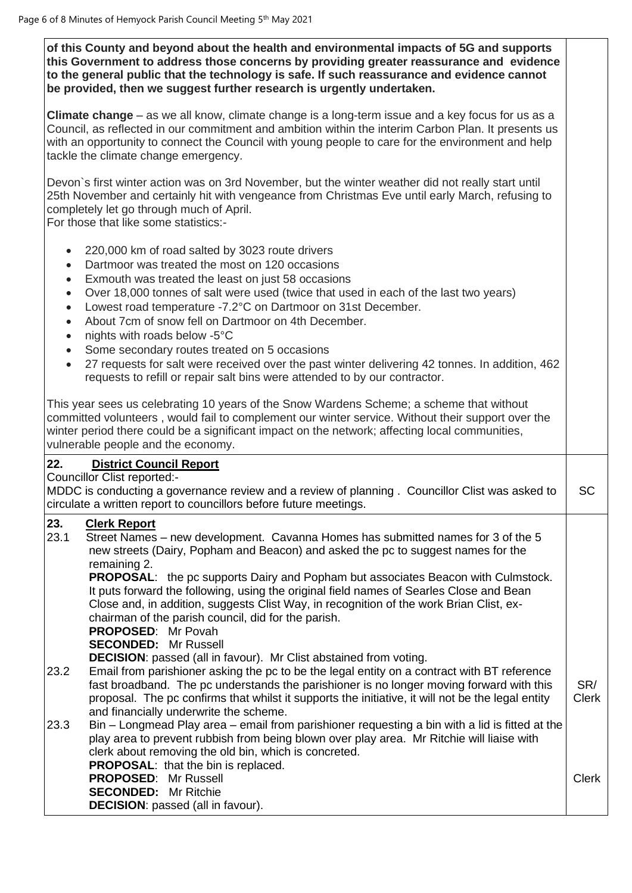| | |
|---|---|
| **of this County and beyond about the health and environmental impacts of 5G and supports this Government to address those concerns by providing greater reassurance and evidence to the general public that the technology is safe. If such reassurance and evidence cannot be provided, then we suggest further research is urgently undertaken.**<br><br>**Climate change** – as we all know, climate change is a long-term issue and a key focus for us as a Council, as reflected in our commitment and ambition within the interim Carbon Plan. It presents us with an opportunity to connect the Council with young people to care for the environment and help tackle the climate change emergency.<br><br>Devon`s first winter action was on 3rd November, but the winter weather did not really start until 25th November and certainly hit with vengeance from Christmas Eve until early March, refusing to completely let go through much of April.<br>For those that like some statistics:-<br><br>• 220,000 km of road salted by 3023 route drivers<br>• Dartmoor was treated the most on 120 occasions<br>• Exmouth was treated the least on just 58 occasions<br>• Over 18,000 tonnes of salt were used (twice that used in each of the last two years)<br>• Lowest road temperature -7.2°C on Dartmoor on 31st December.<br>• About 7cm of snow fell on Dartmoor on 4th December.<br>• nights with roads below -5°C<br>• Some secondary routes treated on 5 occasions<br>• 27 requests for salt were received over the past winter delivering 42 tonnes. In addition, 462 requests to refill or repair salt bins were attended to by our contractor.<br><br>This year sees us celebrating 10 years of the Snow Wardens Scheme; a scheme that without committed volunteers , would fail to complement our winter service. Without their support over the winter period there could be a significant impact on the network; affecting local communities, vulnerable people and the economy. | |
| **22. <u>District Council Report</u>**<br>Councillor Clist reported:-<br>MDDC is conducting a governance review and a review of planning . Councillor Clist was asked to circulate a written report to councillors before future meetings. | SC |
| **23. <u>Clerk Report</u>**<br>23.1 Street Names – new development. Cavanna Homes has submitted names for 3 of the 5 new streets (Dairy, Popham and Beacon) and asked the pc to suggest names for the remaining 2.<br>**PROPOSAL**: the pc supports Dairy and Popham but associates Beacon with Culmstock. It puts forward the following, using the original field names of Searles Close and Bean Close and, in addition, suggests Clist Way, in recognition of the work Brian Clist, ex-chairman of the parish council, did for the parish.<br>**PROPOSED**: Mr Povah<br>**SECONDED:** Mr Russell<br>**DECISION**: passed (all in favour). Mr Clist abstained from voting.<br>23.2 Email from parishioner asking the pc to be the legal entity on a contract with BT reference fast broadband. The pc understands the parishioner is no longer moving forward with this proposal. The pc confirms that whilst it supports the initiative, it will not be the legal entity and financially underwrite the scheme.<br>23.3 Bin – Longmead Play area – email from parishioner requesting a bin with a lid is fitted at the play area to prevent rubbish from being blown over play area. Mr Ritchie will liaise with clerk about removing the old bin, which is concreted.<br>**PROPOSAL**: that the bin is replaced.<br>**PROPOSED**: Mr Russell<br>**SECONDED:** Mr Ritchie<br>**DECISION**: passed (all in favour). | <br><br><br><br><br><br><br><br><br>SR/ Clerk<br><br><br><br><br>Clerk |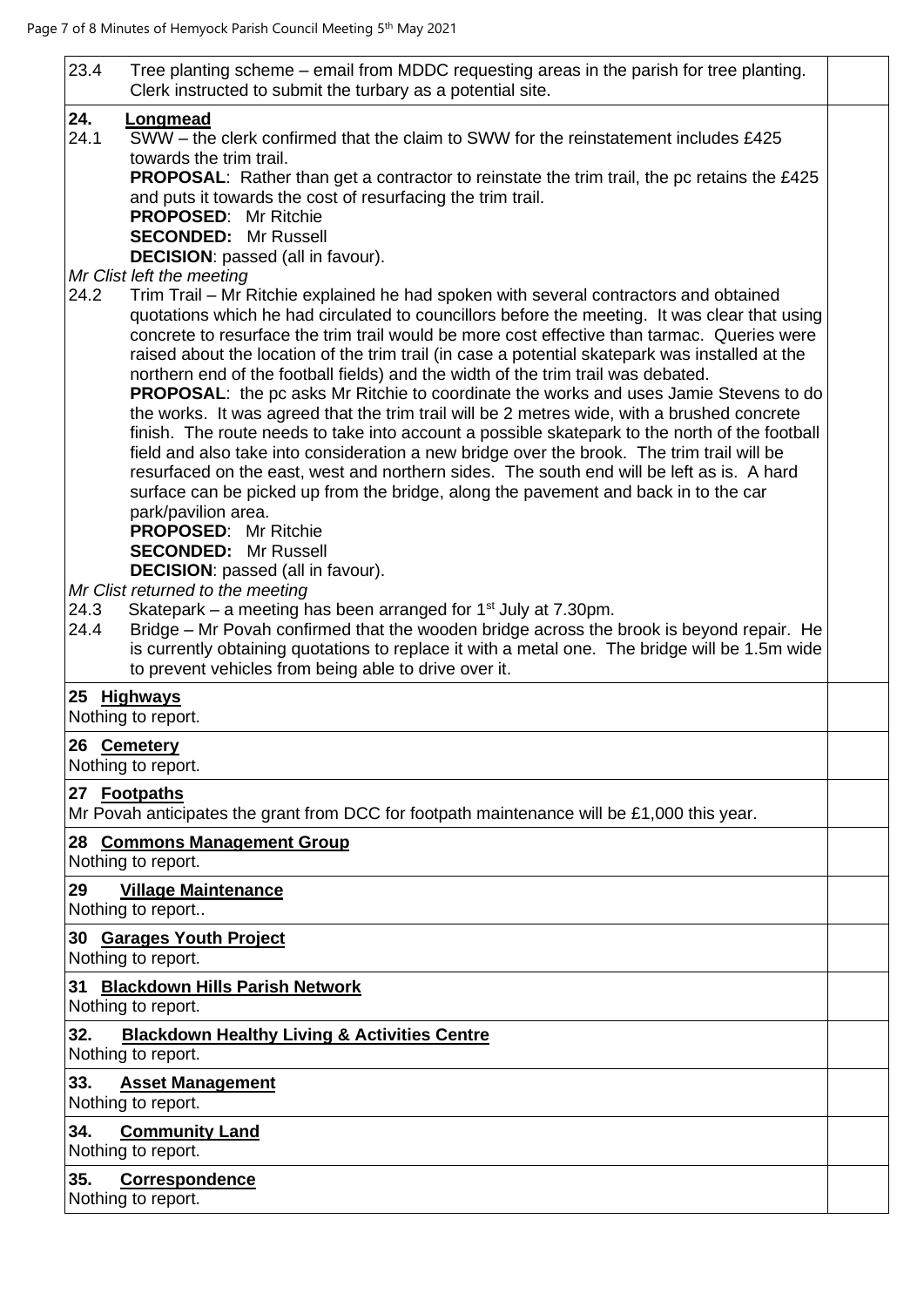23.4 Tree planting scheme – email from MDDC requesting areas in the parish for tree planting. Clerk instructed to submit the turbary as a potential site.

**24. Longmead**

24.1 SWW – the clerk confirmed that the claim to SWW for the reinstatement includes £425 towards the trim trail.

**PROPOSAL**: Rather than get a contractor to reinstate the trim trail, the pc retains the £425 and puts it towards the cost of resurfacing the trim trail.
**PROPOSED**: Mr Ritchie
**SECONDED:** Mr Russell
**DECISION**: passed (all in favour).

*Mr Clist left the meeting*

24.2 Trim Trail – Mr Ritchie explained he had spoken with several contractors and obtained quotations which he had circulated to councillors before the meeting. It was clear that using concrete to resurface the trim trail would be more cost effective than tarmac. Queries were raised about the location of the trim trail (in case a potential skatepark was installed at the northern end of the football fields) and the width of the trim trail was debated.

**PROPOSAL**: the pc asks Mr Ritchie to coordinate the works and uses Jamie Stevens to do the works. It was agreed that the trim trail will be 2 metres wide, with a brushed concrete finish. The route needs to take into account a possible skatepark to the north of the football field and also take into consideration a new bridge over the brook. The trim trail will be resurfaced on the east, west and northern sides. The south end will be left as is. A hard surface can be picked up from the bridge, along the pavement and back in to the car park/pavilion area.
**PROPOSED**: Mr Ritchie
**SECONDED:** Mr Russell
**DECISION**: passed (all in favour).

*Mr Clist returned to the meeting*

24.3 Skatepark – a meeting has been arranged for 1st July at 7.30pm.

24.4 Bridge – Mr Povah confirmed that the wooden bridge across the brook is beyond repair. He is currently obtaining quotations to replace it with a metal one. The bridge will be 1.5m wide to prevent vehicles from being able to drive over it.

**25 Highways**

Nothing to report.

**26 Cemetery**

Nothing to report.

**27 Footpaths**

Mr Povah anticipates the grant from DCC for footpath maintenance will be £1,000 this year.

**28 Commons Management Group**

Nothing to report.

**29 Village Maintenance**

Nothing to report..

**30 Garages Youth Project**

Nothing to report.

**31 Blackdown Hills Parish Network**

Nothing to report.

**32. Blackdown Healthy Living & Activities Centre**

Nothing to report.

**33. Asset Management**

Nothing to report.

**34. Community Land**

Nothing to report.

**35. Correspondence**

Nothing to report.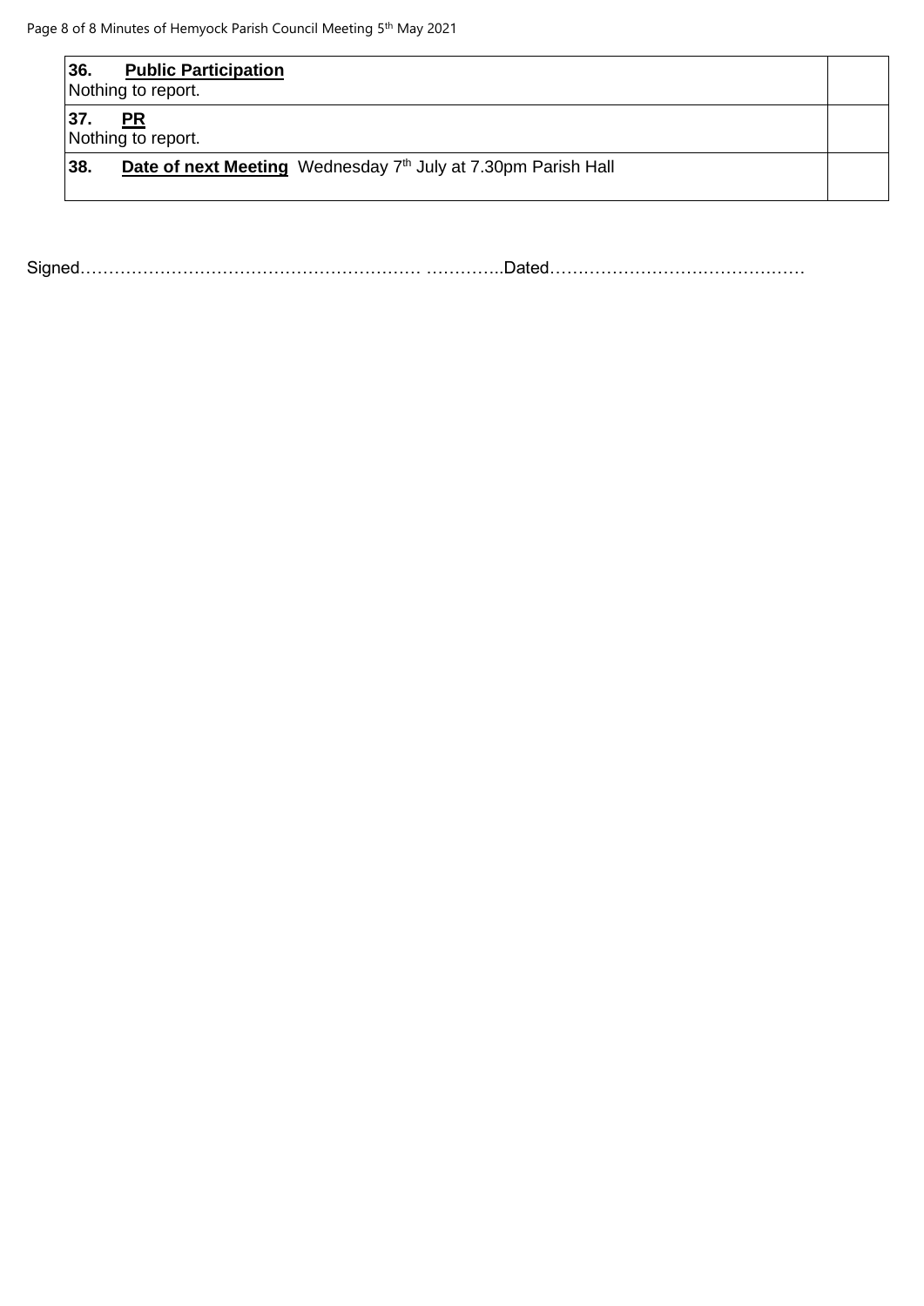| | |
|---|---|
| **36. Public Participation**<br>Nothing to report. | |
| **37. PR**<br>Nothing to report. | |
| **38. Date of next Meeting** Wednesday 7th July at 7.30pm Parish Hall | |

Signed…………………………………………………… …………..Dated………………………………………